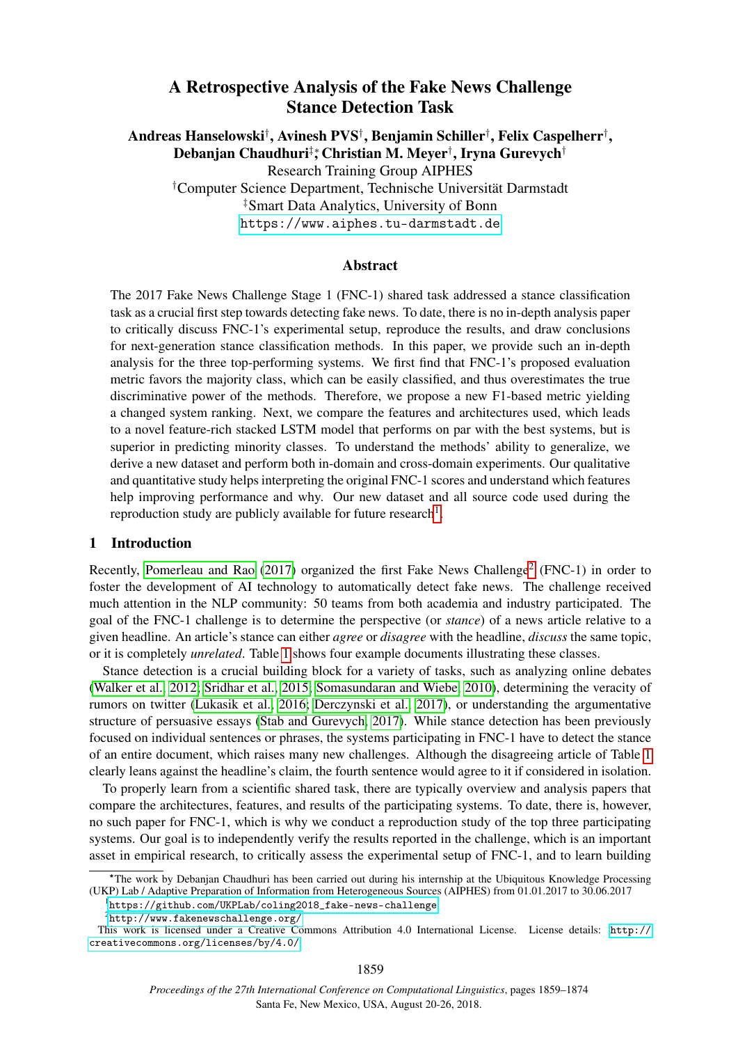# A Retrospective Analysis of the Fake News Challenge Stance Detection Task

**Andreas Hanselowski[†], Avinesh PVS[†], Benjamin Schiller[†], Felix Caspelherr[†], Debanjan Chaudhuri[‡]*, Christian M. Meyer[†], Iryna Gurevych[†]**

Research Training Group AIPHES

[†]Computer Science Department, Technische Universität Darmstadt

[‡]Smart Data Analytics, University of Bonn

https://www.aiphes.tu-darmstadt.de

## Abstract

The 2017 Fake News Challenge Stage 1 (FNC-1) shared task addressed a stance classification task as a crucial first step towards detecting fake news. To date, there is no in-depth analysis paper to critically discuss FNC-1's experimental setup, reproduce the results, and draw conclusions for next-generation stance classification methods. In this paper, we provide such an in-depth analysis for the three top-performing systems. We first find that FNC-1's proposed evaluation metric favors the majority class, which can be easily classified, and thus overestimates the true discriminative power of the methods. Therefore, we propose a new F1-based metric yielding a changed system ranking. Next, we compare the features and architectures used, which leads to a novel feature-rich stacked LSTM model that performs on par with the best systems, but is superior in predicting minority classes. To understand the methods' ability to generalize, we derive a new dataset and perform both in-domain and cross-domain experiments. Our qualitative and quantitative study helps interpreting the original FNC-1 scores and understand which features help improving performance and why. Our new dataset and all source code used during the reproduction study are publicly available for future research[1].

## 1 Introduction

Recently, Pomerleau and Rao (2017) organized the first Fake News Challenge[2] (FNC-1) in order to foster the development of AI technology to automatically detect fake news. The challenge received much attention in the NLP community: 50 teams from both academia and industry participated. The goal of the FNC-1 challenge is to determine the perspective (or *stance*) of a news article relative to a given headline. An article's stance can either *agree* or *disagree* with the headline, *discuss* the same topic, or it is completely *unrelated*. Table 1 shows four example documents illustrating these classes.

Stance detection is a crucial building block for a variety of tasks, such as analyzing online debates (Walker et al., 2012; Sridhar et al., 2015; Somasundaran and Wiebe, 2010), determining the veracity of rumors on twitter (Lukasik et al., 2016; Derczynski et al., 2017), or understanding the argumentative structure of persuasive essays (Stab and Gurevych, 2017). While stance detection has been previously focused on individual sentences or phrases, the systems participating in FNC-1 have to detect the stance of an entire document, which raises many new challenges. Although the disagreeing article of Table 1 clearly leans against the headline's claim, the fourth sentence would agree to it if considered in isolation.

To properly learn from a scientific shared task, there are typically overview and analysis papers that compare the architectures, features, and results of the participating systems. To date, there is, however, no such paper for FNC-1, which is why we conduct a reproduction study of the top three participating systems. Our goal is to independently verify the results reported in the challenge, which is an important asset in empirical research, to critically assess the experimental setup of FNC-1, and to learn building

---

*The work by Debanjan Chaudhuri has been carried out during his internship at the Ubiquitous Knowledge Processing (UKP) Lab / Adaptive Preparation of Information from Heterogeneous Sources (AIPHES) from 01.01.2017 to 30.06.2017

[1] https://github.com/UKPLab/coling2018_fake-news-challenge

[2] http://www.fakenewschallenge.org/

This work is licensed under a Creative Commons Attribution 4.0 International License. License details: http://creativecommons.org/licenses/by/4.0/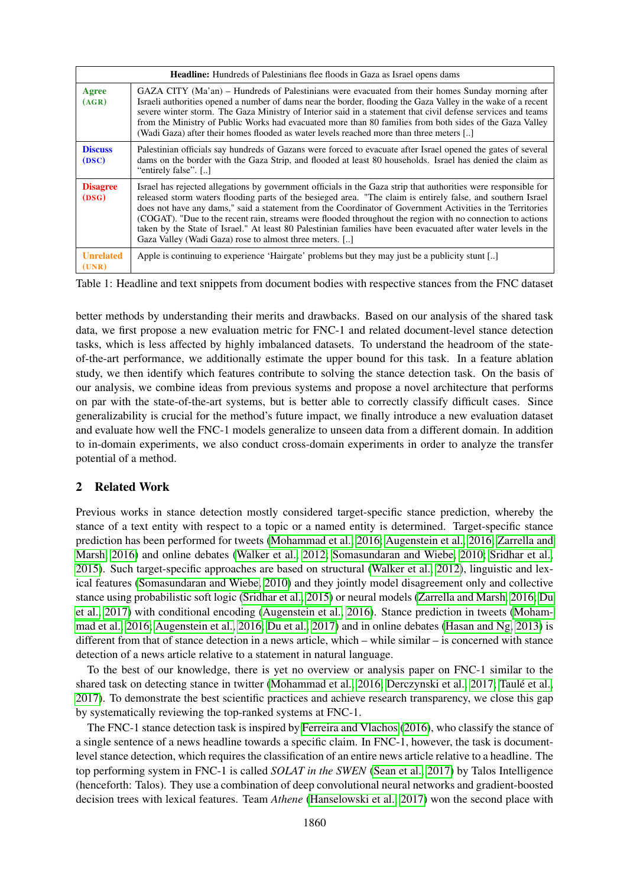| **Headline:** Hundreds of Palestinians flee floods in Gaza as Israel opens dams | |
|---|---|
| **Agree** (AGR) | GAZA CITY (Ma'an) – Hundreds of Palestinians were evacuated from their homes Sunday morning after Israeli authorities opened a number of dams near the border, flooding the Gaza Valley in the wake of a recent severe winter storm. The Gaza Ministry of Interior said in a statement that civil defense services and teams from the Ministry of Public Works had evacuated more than 80 families from both sides of the Gaza Valley (Wadi Gaza) after their homes flooded as water levels reached more than three meters [..] |
| **Discuss** (DSC) | Palestinian officials say hundreds of Gazans were forced to evacuate after Israel opened the gates of several dams on the border with the Gaza Strip, and flooded at least 80 households. Israel has denied the claim as "entirely false". [..] |
| **Disagree** (DSG) | Israel has rejected allegations by government officials in the Gaza strip that authorities were responsible for released storm waters flooding parts of the besieged area. "The claim is entirely false, and southern Israel does not have any dams," said a statement from the Coordinator of Government Activities in the Territories (COGAT). "Due to the recent rain, streams were flooded throughout the region with no connection to actions taken by the State of Israel." At least 80 Palestinian families have been evacuated after water levels in the Gaza Valley (Wadi Gaza) rose to almost three meters. [..] |
| **Unrelated** (UNR) | Apple is continuing to experience 'Hairgate' problems but they may just be a publicity stunt [..] |

Table 1: Headline and text snippets from document bodies with respective stances from the FNC dataset

better methods by understanding their merits and drawbacks. Based on our analysis of the shared task data, we first propose a new evaluation metric for FNC-1 and related document-level stance detection tasks, which is less affected by highly imbalanced datasets. To understand the headroom of the state-of-the-art performance, we additionally estimate the upper bound for this task. In a feature ablation study, we then identify which features contribute to solving the stance detection task. On the basis of our analysis, we combine ideas from previous systems and propose a novel architecture that performs on par with the state-of-the-art systems, but is better able to correctly classify difficult cases. Since generalizability is crucial for the method's future impact, we finally introduce a new evaluation dataset and evaluate how well the FNC-1 models generalize to unseen data from a different domain. In addition to in-domain experiments, we also conduct cross-domain experiments in order to analyze the transfer potential of a method.

## 2 Related Work

Previous works in stance detection mostly considered target-specific stance prediction, whereby the stance of a text entity with respect to a topic or a named entity is determined. Target-specific stance prediction has been performed for tweets (Mohammad et al., 2016; Augenstein et al., 2016; Zarrella and Marsh, 2016) and online debates (Walker et al., 2012; Somasundaran and Wiebe, 2010; Sridhar et al., 2015). Such target-specific approaches are based on structural (Walker et al., 2012), linguistic and lexical features (Somasundaran and Wiebe, 2010) and they jointly model disagreement only and collective stance using probabilistic soft logic (Sridhar et al., 2015) or neural models (Zarrella and Marsh, 2016; Du et al., 2017) with conditional encoding (Augenstein et al., 2016). Stance prediction in tweets (Mohammad et al., 2016; Augenstein et al., 2016; Du et al., 2017) and in online debates (Hasan and Ng, 2013) is different from that of stance detection in a news article, which – while similar – is concerned with stance detection of a news article relative to a statement in natural language.

To the best of our knowledge, there is yet no overview or analysis paper on FNC-1 similar to the shared task on detecting stance in twitter (Mohammad et al., 2016; Derczynski et al., 2017; Taulé et al., 2017). To demonstrate the best scientific practices and achieve research transparency, we close this gap by systematically reviewing the top-ranked systems at FNC-1.

The FNC-1 stance detection task is inspired by Ferreira and Vlachos (2016), who classify the stance of a single sentence of a news headline towards a specific claim. In FNC-1, however, the task is document-level stance detection, which requires the classification of an entire news article relative to a headline. The top performing system in FNC-1 is called *SOLAT in the SWEN* (Sean et al., 2017) by Talos Intelligence (henceforth: Talos). They use a combination of deep convolutional neural networks and gradient-boosted decision trees with lexical features. Team *Athene* (Hanselowski et al., 2017) won the second place with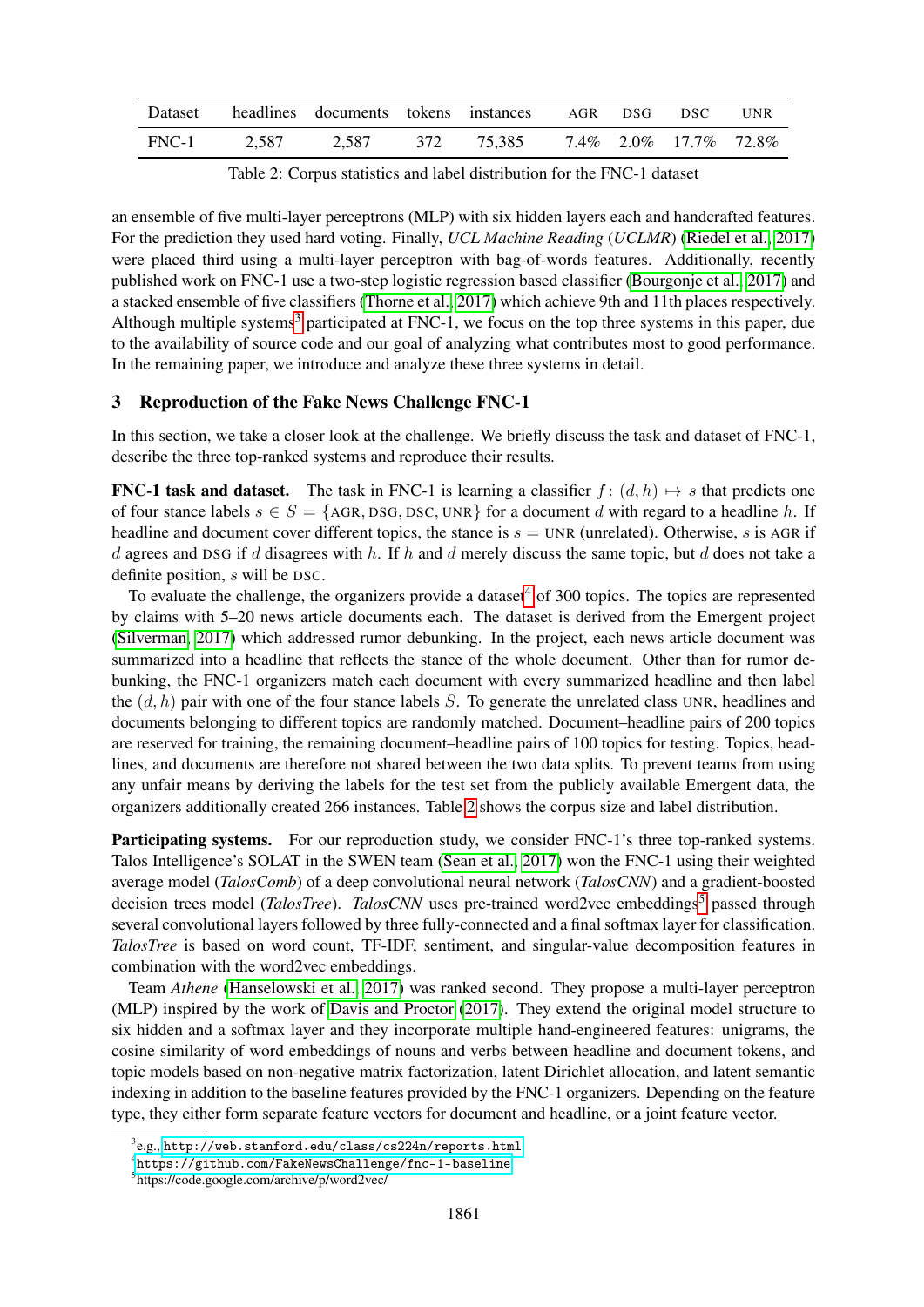| Dataset | headlines | documents | tokens | instances | AGR | DSG | DSC | UNR |
|---|---|---|---|---|---|---|---|---|
| FNC-1 | 2,587 | 2,587 | 372 | 75,385 | 7.4% | 2.0% | 17.7% | 72.8% |

Table 2: Corpus statistics and label distribution for the FNC-1 dataset

an ensemble of five multi-layer perceptrons (MLP) with six hidden layers each and handcrafted features. For the prediction they used hard voting. Finally, *UCL Machine Reading* (*UCLMR*) (Riedel et al., 2017) were placed third using a multi-layer perceptron with bag-of-words features. Additionally, recently published work on FNC-1 use a two-step logistic regression based classifier (Bourgonje et al., 2017) and a stacked ensemble of five classifiers (Thorne et al., 2017) which achieve 9th and 11th places respectively. Although multiple systems[3] participated at FNC-1, we focus on the top three systems in this paper, due to the availability of source code and our goal of analyzing what contributes most to good performance. In the remaining paper, we introduce and analyze these three systems in detail.

## 3 Reproduction of the Fake News Challenge FNC-1

In this section, we take a closer look at the challenge. We briefly discuss the task and dataset of FNC-1, describe the three top-ranked systems and reproduce their results.

**FNC-1 task and dataset.** The task in FNC-1 is learning a classifier $f\colon (d, h) \mapsto s$ that predicts one of four stance labels $s \in S = \{\text{AGR}, \text{DSG}, \text{DSC}, \text{UNR}\}$ for a document $d$ with regard to a headline $h$. If headline and document cover different topics, the stance is $s = \text{UNR}$ (unrelated). Otherwise, $s$ is AGR if $d$ agrees and DSG if $d$ disagrees with $h$. If $h$ and $d$ merely discuss the same topic, but $d$ does not take a definite position, $s$ will be DSC.

To evaluate the challenge, the organizers provide a dataset[4] of 300 topics. The topics are represented by claims with 5–20 news article documents each. The dataset is derived from the Emergent project (Silverman, 2017) which addressed rumor debunking. In the project, each news article document was summarized into a headline that reflects the stance of the whole document. Other than for rumor debunking, the FNC-1 organizers match each document with every summarized headline and then label the $(d, h)$ pair with one of the four stance labels $S$. To generate the unrelated class UNR, headlines and documents belonging to different topics are randomly matched. Document–headline pairs of 200 topics are reserved for training, the remaining document–headline pairs of 100 topics for testing. Topics, headlines, and documents are therefore not shared between the two data splits. To prevent teams from using any unfair means by deriving the labels for the test set from the publicly available Emergent data, the organizers additionally created 266 instances. Table 2 shows the corpus size and label distribution.

**Participating systems.** For our reproduction study, we consider FNC-1's three top-ranked systems. Talos Intelligence's SOLAT in the SWEN team (Sean et al., 2017) won the FNC-1 using their weighted average model (*TalosComb*) of a deep convolutional neural network (*TalosCNN*) and a gradient-boosted decision trees model (*TalosTree*). *TalosCNN* uses pre-trained word2vec embeddings[5] passed through several convolutional layers followed by three fully-connected and a final softmax layer for classification. *TalosTree* is based on word count, TF-IDF, sentiment, and singular-value decomposition features in combination with the word2vec embeddings.

Team *Athene* (Hanselowski et al., 2017) was ranked second. They propose a multi-layer perceptron (MLP) inspired by the work of Davis and Proctor (2017). They extend the original model structure to six hidden and a softmax layer and they incorporate multiple hand-engineered features: unigrams, the cosine similarity of word embeddings of nouns and verbs between headline and document tokens, and topic models based on non-negative matrix factorization, latent Dirichlet allocation, and latent semantic indexing in addition to the baseline features provided by the FNC-1 organizers. Depending on the feature type, they either form separate feature vectors for document and headline, or a joint feature vector.

[3] e.g., http://web.stanford.edu/class/cs224n/reports.html

[4] https://github.com/FakeNewsChallenge/fnc-1-baseline

[5] https://code.google.com/archive/p/word2vec/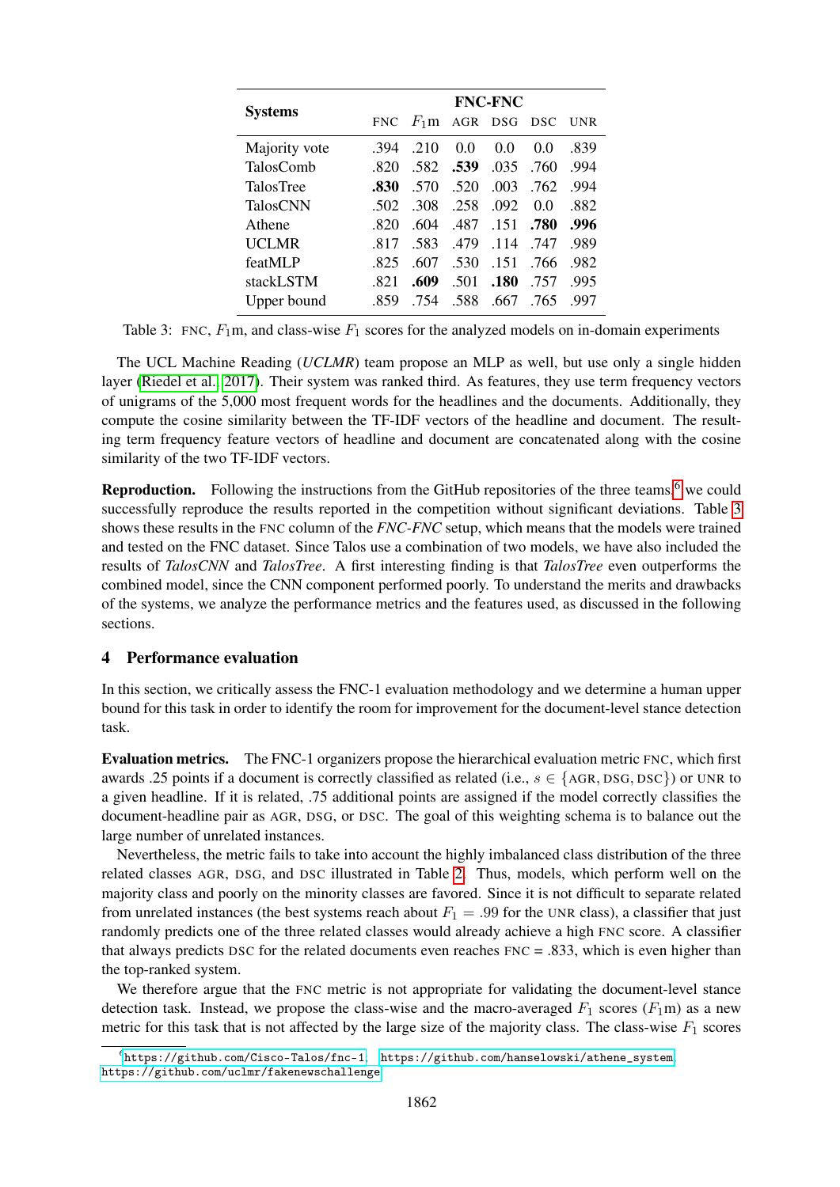| Systems | FNC-FNC | | | | | |
|---|---|---|---|---|---|---|
| | FNC | $F_1$m | AGR | DSG | DSC | UNR |
| Majority vote | .394 | .210 | 0.0 | 0.0 | 0.0 | .839 |
| TalosComb | .820 | .582 | **.539** | .035 | .760 | .994 |
| TalosTree | **.830** | .570 | .520 | .003 | .762 | .994 |
| TalosCNN | .502 | .308 | .258 | .092 | 0.0 | .882 |
| Athene | .820 | .604 | .487 | .151 | **.780** | **.996** |
| UCLMR | .817 | .583 | .479 | .114 | .747 | .989 |
| featMLP | .825 | .607 | .530 | .151 | .766 | .982 |
| stackLSTM | .821 | **.609** | .501 | **.180** | .757 | .995 |
| Upper bound | .859 | .754 | .588 | .667 | .765 | .997 |

Table 3: FNC, $F_1$m, and class-wise $F_1$ scores for the analyzed models on in-domain experiments

The UCL Machine Reading (*UCLMR*) team propose an MLP as well, but use only a single hidden layer (Riedel et al., 2017). Their system was ranked third. As features, they use term frequency vectors of unigrams of the 5,000 most frequent words for the headlines and the documents. Additionally, they compute the cosine similarity between the TF-IDF vectors of the headline and document. The resulting term frequency feature vectors of headline and document are concatenated along with the cosine similarity of the two TF-IDF vectors.

**Reproduction.** Following the instructions from the GitHub repositories of the three teams,[6] we could successfully reproduce the results reported in the competition without significant deviations. Table 3 shows these results in the FNC column of the *FNC-FNC* setup, which means that the models were trained and tested on the FNC dataset. Since Talos use a combination of two models, we have also included the results of *TalosCNN* and *TalosTree*. A first interesting finding is that *TalosTree* even outperforms the combined model, since the CNN component performed poorly. To understand the merits and drawbacks of the systems, we analyze the performance metrics and the features used, as discussed in the following sections.

## 4 Performance evaluation

In this section, we critically assess the FNC-1 evaluation methodology and we determine a human upper bound for this task in order to identify the room for improvement for the document-level stance detection task.

**Evaluation metrics.** The FNC-1 organizers propose the hierarchical evaluation metric FNC, which first awards .25 points if a document is correctly classified as related (i.e., $s \in \{\text{AGR}, \text{DSG}, \text{DSC}\}$) or UNR to a given headline. If it is related, .75 additional points are assigned if the model correctly classifies the document-headline pair as AGR, DSG, or DSC. The goal of this weighting schema is to balance out the large number of unrelated instances.

Nevertheless, the metric fails to take into account the highly imbalanced class distribution of the three related classes AGR, DSG, and DSC illustrated in Table 2. Thus, models, which perform well on the majority class and poorly on the minority classes are favored. Since it is not difficult to separate related from unrelated instances (the best systems reach about $F_1 = .99$ for the UNR class), a classifier that just randomly predicts one of the three related classes would already achieve a high FNC score. A classifier that always predicts DSC for the related documents even reaches FNC = .833, which is even higher than the top-ranked system.

We therefore argue that the FNC metric is not appropriate for validating the document-level stance detection task. Instead, we propose the class-wise and the macro-averaged $F_1$ scores ($F_1$m) as a new metric for this task that is not affected by the large size of the majority class. The class-wise $F_1$ scores

[6] https://github.com/Cisco-Talos/fnc-1, https://github.com/hanselowski/athene_system, https://github.com/uclmr/fakenewschallenge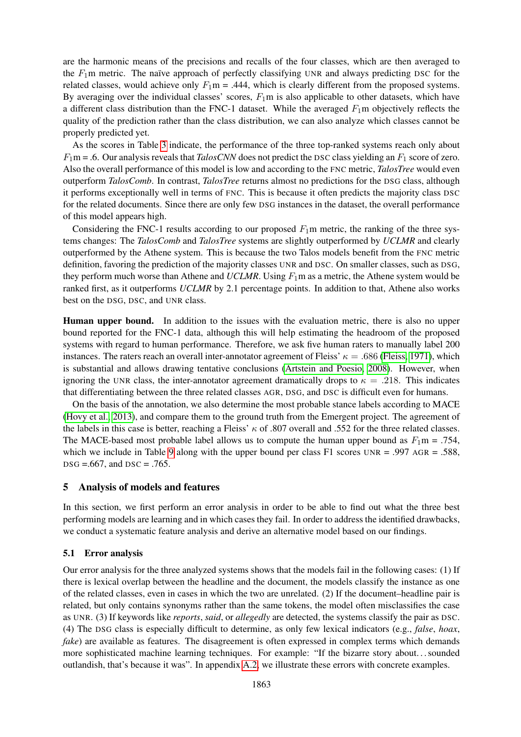are the harmonic means of the precisions and recalls of the four classes, which are then averaged to the $F_1$m metric. The naïve approach of perfectly classifying UNR and always predicting DSC for the related classes, would achieve only $F_1$m = .444, which is clearly different from the proposed systems. By averaging over the individual classes' scores, $F_1$m is also applicable to other datasets, which have a different class distribution than the FNC-1 dataset. While the averaged $F_1$m objectively reflects the quality of the prediction rather than the class distribution, we can also analyze which classes cannot be properly predicted yet.

As the scores in Table 3 indicate, the performance of the three top-ranked systems reach only about $F_1$m = .6. Our analysis reveals that *TalosCNN* does not predict the DSC class yielding an $F_1$ score of zero. Also the overall performance of this model is low and according to the FNC metric, *TalosTree* would even outperform *TalosComb*. In contrast, *TalosTree* returns almost no predictions for the DSG class, although it performs exceptionally well in terms of FNC. This is because it often predicts the majority class DSC for the related documents. Since there are only few DSG instances in the dataset, the overall performance of this model appears high.

Considering the FNC-1 results according to our proposed $F_1$m metric, the ranking of the three systems changes: The *TalosComb* and *TalosTree* systems are slightly outperformed by *UCLMR* and clearly outperformed by the Athene system. This is because the two Talos models benefit from the FNC metric definition, favoring the prediction of the majority classes UNR and DSC. On smaller classes, such as DSG, they perform much worse than Athene and *UCLMR*. Using $F_1$m as a metric, the Athene system would be ranked first, as it outperforms *UCLMR* by 2.1 percentage points. In addition to that, Athene also works best on the DSG, DSC, and UNR class.

**Human upper bound.** In addition to the issues with the evaluation metric, there is also no upper bound reported for the FNC-1 data, although this will help estimating the headroom of the proposed systems with regard to human performance. Therefore, we ask five human raters to manually label 200 instances. The raters reach an overall inter-annotator agreement of Fleiss' $\kappa = .686$ (Fleiss, 1971), which is substantial and allows drawing tentative conclusions (Artstein and Poesio, 2008). However, when ignoring the UNR class, the inter-annotator agreement dramatically drops to $\kappa = .218$. This indicates that differentiating between the three related classes AGR, DSG, and DSC is difficult even for humans.

On the basis of the annotation, we also determine the most probable stance labels according to MACE (Hovy et al., 2013), and compare them to the ground truth from the Emergent project. The agreement of the labels in this case is better, reaching a Fleiss' $\kappa$ of .807 overall and .552 for the three related classes. The MACE-based most probable label allows us to compute the human upper bound as $F_1$m = .754, which we include in Table 9 along with the upper bound per class F1 scores UNR = .997 AGR = .588, DSG =.667, and DSC = .765.

## 5 Analysis of models and features

In this section, we first perform an error analysis in order to be able to find out what the three best performing models are learning and in which cases they fail. In order to address the identified drawbacks, we conduct a systematic feature analysis and derive an alternative model based on our findings.

### 5.1 Error analysis

Our error analysis for the three analyzed systems shows that the models fail in the following cases: (1) If there is lexical overlap between the headline and the document, the models classify the instance as one of the related classes, even in cases in which the two are unrelated. (2) If the document–headline pair is related, but only contains synonyms rather than the same tokens, the model often misclassifies the case as UNR. (3) If keywords like *reports*, *said*, or *allegedly* are detected, the systems classify the pair as DSC. (4) The DSG class is especially difficult to determine, as only few lexical indicators (e.g., *false*, *hoax*, *fake*) are available as features. The disagreement is often expressed in complex terms which demands more sophisticated machine learning techniques. For example: "If the bizarre story about... sounded outlandish, that's because it was". In appendix A.2, we illustrate these errors with concrete examples.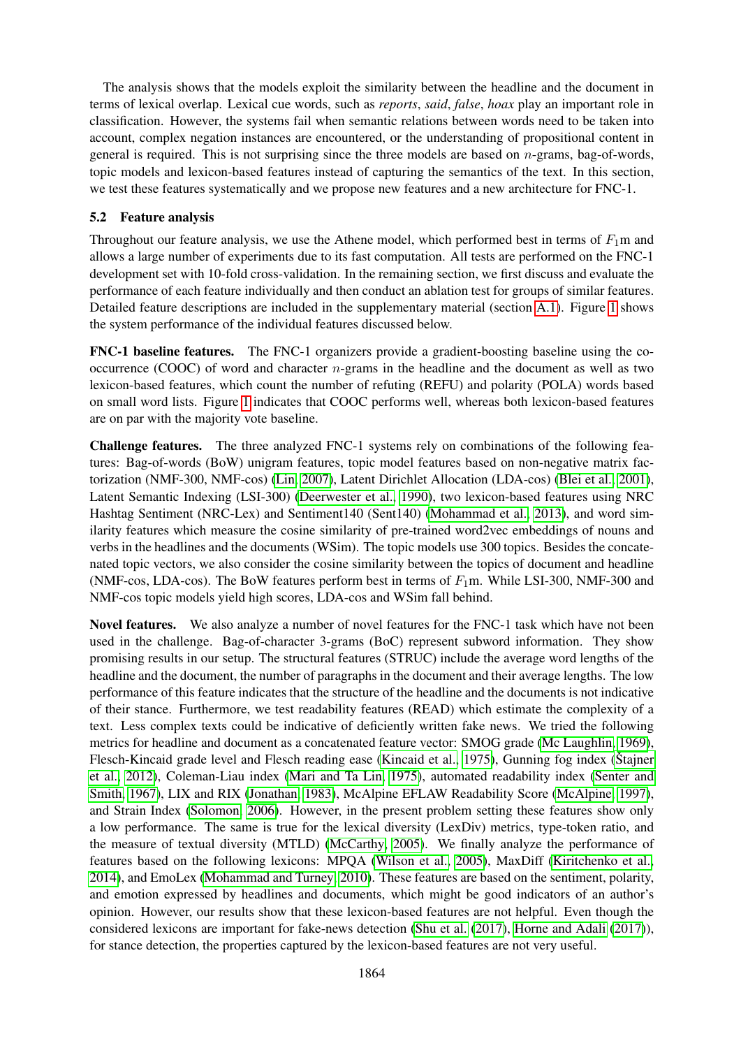The analysis shows that the models exploit the similarity between the headline and the document in terms of lexical overlap. Lexical cue words, such as *reports*, *said*, *false*, *hoax* play an important role in classification. However, the systems fail when semantic relations between words need to be taken into account, complex negation instances are encountered, or the understanding of propositional content in general is required. This is not surprising since the three models are based on $n$-grams, bag-of-words, topic models and lexicon-based features instead of capturing the semantics of the text. In this section, we test these features systematically and we propose new features and a new architecture for FNC-1.

### 5.2 Feature analysis

Throughout our feature analysis, we use the Athene model, which performed best in terms of $F_1$m and allows a large number of experiments due to its fast computation. All tests are performed on the FNC-1 development set with 10-fold cross-validation. In the remaining section, we first discuss and evaluate the performance of each feature individually and then conduct an ablation test for groups of similar features. Detailed feature descriptions are included in the supplementary material (section A.1). Figure 1 shows the system performance of the individual features discussed below.

**FNC-1 baseline features.** The FNC-1 organizers provide a gradient-boosting baseline using the co-occurrence (COOC) of word and character $n$-grams in the headline and the document as well as two lexicon-based features, which count the number of refuting (REFU) and polarity (POLA) words based on small word lists. Figure 1 indicates that COOC performs well, whereas both lexicon-based features are on par with the majority vote baseline.

**Challenge features.** The three analyzed FNC-1 systems rely on combinations of the following features: Bag-of-words (BoW) unigram features, topic model features based on non-negative matrix factorization (NMF-300, NMF-cos) (Lin, 2007), Latent Dirichlet Allocation (LDA-cos) (Blei et al., 2001), Latent Semantic Indexing (LSI-300) (Deerwester et al., 1990), two lexicon-based features using NRC Hashtag Sentiment (NRC-Lex) and Sentiment140 (Sent140) (Mohammad et al., 2013), and word similarity features which measure the cosine similarity of pre-trained word2vec embeddings of nouns and verbs in the headlines and the documents (WSim). The topic models use 300 topics. Besides the concatenated topic vectors, we also consider the cosine similarity between the topics of document and headline (NMF-cos, LDA-cos). The BoW features perform best in terms of $F_1$m. While LSI-300, NMF-300 and NMF-cos topic models yield high scores, LDA-cos and WSim fall behind.

**Novel features.** We also analyze a number of novel features for the FNC-1 task which have not been used in the challenge. Bag-of-character 3-grams (BoC) represent subword information. They show promising results in our setup. The structural features (STRUC) include the average word lengths of the headline and the document, the number of paragraphs in the document and their average lengths. The low performance of this feature indicates that the structure of the headline and the documents is not indicative of their stance. Furthermore, we test readability features (READ) which estimate the complexity of a text. Less complex texts could be indicative of deficiently written fake news. We tried the following metrics for headline and document as a concatenated feature vector: SMOG grade (Mc Laughlin, 1969), Flesch-Kincaid grade level and Flesch reading ease (Kincaid et al., 1975), Gunning fog index (Štajner et al., 2012), Coleman-Liau index (Mari and Ta Lin, 1975), automated readability index (Senter and Smith, 1967), LIX and RIX (Jonathan, 1983), McAlpine EFLAW Readability Score (McAlpine, 1997), and Strain Index (Solomon, 2006). However, in the present problem setting these features show only a low performance. The same is true for the lexical diversity (LexDiv) metrics, type-token ratio, and the measure of textual diversity (MTLD) (McCarthy, 2005). We finally analyze the performance of features based on the following lexicons: MPQA (Wilson et al., 2005), MaxDiff (Kiritchenko et al., 2014), and EmoLex (Mohammad and Turney, 2010). These features are based on the sentiment, polarity, and emotion expressed by headlines and documents, which might be good indicators of an author's opinion. However, our results show that these lexicon-based features are not helpful. Even though the considered lexicons are important for fake-news detection (Shu et al. (2017), Horne and Adali (2017)), for stance detection, the properties captured by the lexicon-based features are not very useful.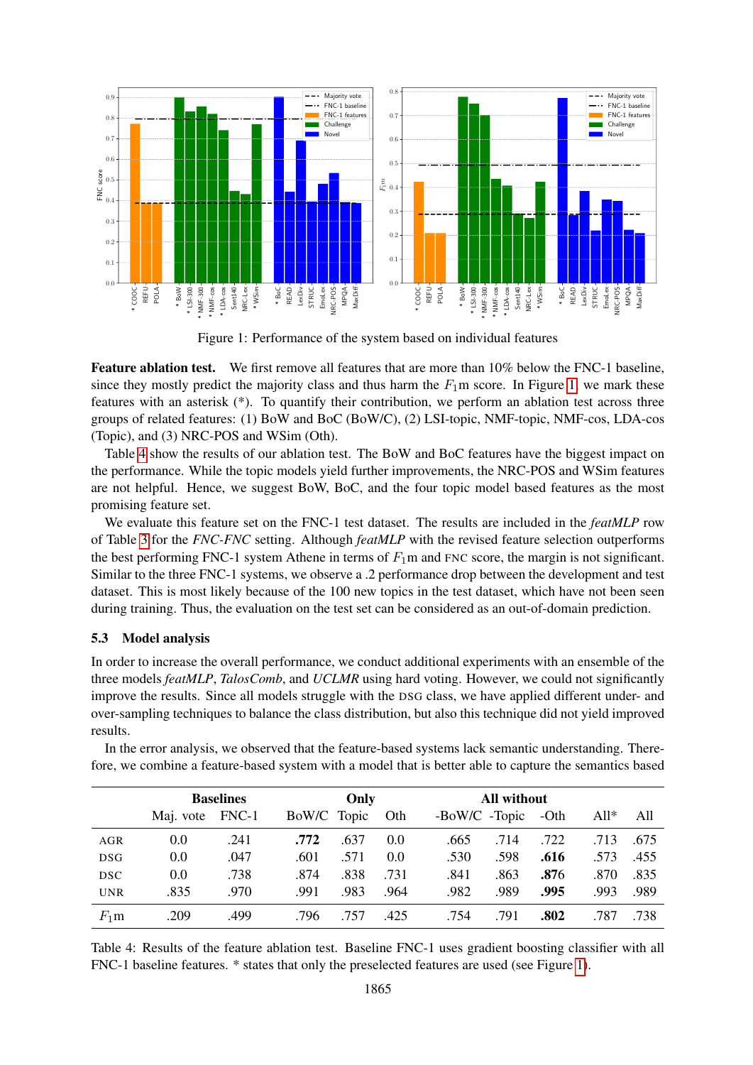Figure 1: Performance of the system based on individual features

**Feature ablation test.** We first remove all features that are more than 10% below the FNC-1 baseline, since they mostly predict the majority class and thus harm the $F_1$m score. In Figure 1, we mark these features with an asterisk (*). To quantify their contribution, we perform an ablation test across three groups of related features: (1) BoW and BoC (BoW/C), (2) LSI-topic, NMF-topic, NMF-cos, LDA-cos (Topic), and (3) NRC-POS and WSim (Oth).

Table 4 show the results of our ablation test. The BoW and BoC features have the biggest impact on the performance. While the topic models yield further improvements, the NRC-POS and WSim features are not helpful. Hence, we suggest BoW, BoC, and the four topic model based features as the most promising feature set.

We evaluate this feature set on the FNC-1 test dataset. The results are included in the *featMLP* row of Table 3 for the *FNC-FNC* setting. Although *featMLP* with the revised feature selection outperforms the best performing FNC-1 system Athene in terms of $F_1$m and FNC score, the margin is not significant. Similar to the three FNC-1 systems, we observe a .2 performance drop between the development and test dataset. This is most likely because of the 100 new topics in the test dataset, which have not been seen during training. Thus, the evaluation on the test set can be considered as an out-of-domain prediction.

### 5.3 Model analysis

In order to increase the overall performance, we conduct additional experiments with an ensemble of the three models *featMLP*, *TalosComb*, and *UCLMR* using hard voting. However, we could not significantly improve the results. Since all models struggle with the DSG class, we have applied different under- and over-sampling techniques to balance the class distribution, but also this technique did not yield improved results.

In the error analysis, we observed that the feature-based systems lack semantic understanding. Therefore, we combine a feature-based system with a model that is better able to capture the semantics based

| | Baselines | | Only | | | All without | | | | |
|---|---|---|---|---|---|---|---|---|---|---|
| | Maj. vote | FNC-1 | BoW/C | Topic | Oth | -BoW/C | -Topic | -Oth | All* | All |
| AGR | 0.0 | .241 | **.772** | .637 | 0.0 | .665 | .714 | .722 | .713 | .675 |
| DSG | 0.0 | .047 | .601 | .571 | 0.0 | .530 | .598 | **.616** | .573 | .455 |
| DSC | 0.0 | .738 | .874 | .838 | .731 | .841 | .863 | **.876** | .870 | .835 |
| UNR | .835 | .970 | .991 | .983 | .964 | .982 | .989 | **.995** | .993 | .989 |
| $F_1$m | .209 | .499 | .796 | .757 | .425 | .754 | .791 | **.802** | .787 | .738 |

Table 4: Results of the feature ablation test. Baseline FNC-1 uses gradient boosting classifier with all FNC-1 baseline features. * states that only the preselected features are used (see Figure 1).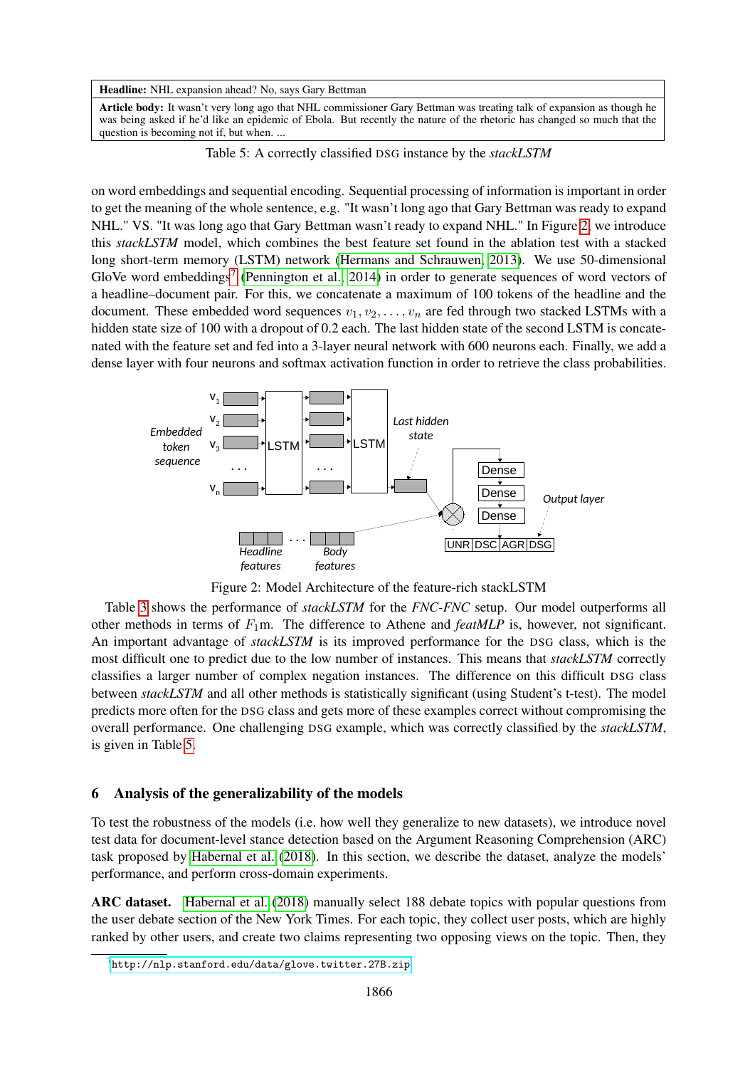| **Headline:** NHL expansion ahead? No, says Gary Bettman |
| --- |
| **Article body:** It wasn't very long ago that NHL commissioner Gary Bettman was treating talk of expansion as though he was being asked if he'd like an epidemic of Ebola. But recently the nature of the rhetoric has changed so much that the question is becoming not if, but when. ... |

Table 5: A correctly classified DSG instance by the *stackLSTM*

on word embeddings and sequential encoding. Sequential processing of information is important in order to get the meaning of the whole sentence, e.g. "It wasn't long ago that Gary Bettman was ready to expand NHL." VS. "It was long ago that Gary Bettman wasn't ready to expand NHL." In Figure 2, we introduce this *stackLSTM* model, which combines the best feature set found in the ablation test with a stacked long short-term memory (LSTM) network (Hermans and Schrauwen, 2013). We use 50-dimensional GloVe word embeddings[7] (Pennington et al., 2014) in order to generate sequences of word vectors of a headline–document pair. For this, we concatenate a maximum of 100 tokens of the headline and the document. These embedded word sequences $v_1, v_2, \ldots, v_n$ are fed through two stacked LSTMs with a hidden state size of 100 with a dropout of 0.2 each. The last hidden state of the second LSTM is concatenated with the feature set and fed into a 3-layer neural network with 600 neurons each. Finally, we add a dense layer with four neurons and softmax activation function in order to retrieve the class probabilities.

Figure 2: Model Architecture of the feature-rich stackLSTM

Table 3 shows the performance of *stackLSTM* for the *FNC-FNC* setup. Our model outperforms all other methods in terms of $F_1$m. The difference to Athene and *featMLP* is, however, not significant. An important advantage of *stackLSTM* is its improved performance for the DSG class, which is the most difficult one to predict due to the low number of instances. This means that *stackLSTM* correctly classifies a larger number of complex negation instances. The difference on this difficult DSG class between *stackLSTM* and all other methods is statistically significant (using Student's t-test). The model predicts more often for the DSG class and gets more of these examples correct without compromising the overall performance. One challenging DSG example, which was correctly classified by the *stackLSTM*, is given in Table 5.

## 6 Analysis of the generalizability of the models

To test the robustness of the models (i.e. how well they generalize to new datasets), we introduce novel test data for document-level stance detection based on the Argument Reasoning Comprehension (ARC) task proposed by Habernal et al. (2018). In this section, we describe the dataset, analyze the models' performance, and perform cross-domain experiments.

**ARC dataset.** Habernal et al. (2018) manually select 188 debate topics with popular questions from the user debate section of the New York Times. For each topic, they collect user posts, which are highly ranked by other users, and create two claims representing two opposing views on the topic. Then, they

[7] http://nlp.stanford.edu/data/glove.twitter.27B.zip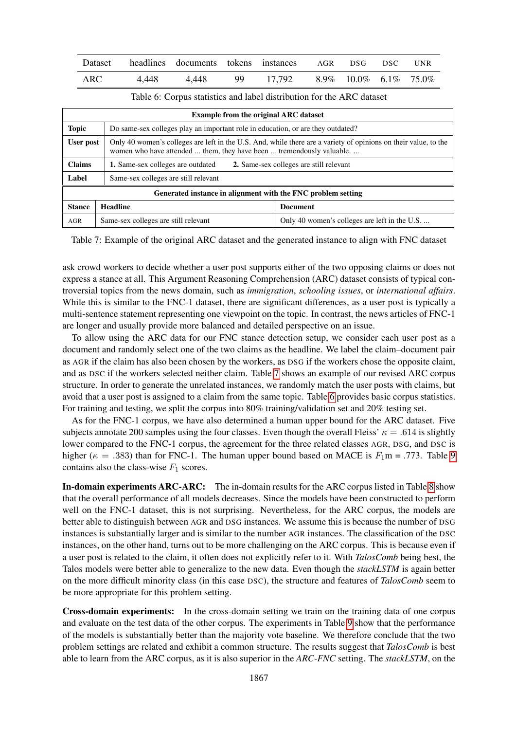| Dataset | headlines | documents | tokens | instances | AGR | DSG | DSC | UNR |
|---|---|---|---|---|---|---|---|---|
| ARC | 4,448 | 4,448 | 99 | 17,792 | 8.9% | 10.0% | 6.1% | 75.0% |

Table 6: Corpus statistics and label distribution for the ARC dataset

| **Example from the original ARC dataset** | |
|---|---|
| **Topic** | Do same-sex colleges play an important role in education, or are they outdated? |
| **User post** | Only 40 women's colleges are left in the U.S. And, while there are a variety of opinions on their value, to the women who have attended ... them, they have been ... tremendously valuable. ... |
| **Claims** | **1.** Same-sex colleges are outdated **2.** Same-sex colleges are still relevant |
| **Label** | Same-sex colleges are still relevant |

| **Generated instance in alignment with the FNC problem setting** | | |
|---|---|---|
| **Stance** | **Headline** | **Document** |
| AGR | Same-sex colleges are still relevant | Only 40 women's colleges are left in the U.S. ... |

Table 7: Example of the original ARC dataset and the generated instance to align with FNC dataset

ask crowd workers to decide whether a user post supports either of the two opposing claims or does not express a stance at all. This Argument Reasoning Comprehension (ARC) dataset consists of typical controversial topics from the news domain, such as *immigration*, *schooling issues*, or *international affairs*. While this is similar to the FNC-1 dataset, there are significant differences, as a user post is typically a multi-sentence statement representing one viewpoint on the topic. In contrast, the news articles of FNC-1 are longer and usually provide more balanced and detailed perspective on an issue.

To allow using the ARC data for our FNC stance detection setup, we consider each user post as a document and randomly select one of the two claims as the headline. We label the claim–document pair as AGR if the claim has also been chosen by the workers, as DSG if the workers chose the opposite claim, and as DSC if the workers selected neither claim. Table 7 shows an example of our revised ARC corpus structure. In order to generate the unrelated instances, we randomly match the user posts with claims, but avoid that a user post is assigned to a claim from the same topic. Table 6 provides basic corpus statistics. For training and testing, we split the corpus into 80% training/validation set and 20% testing set.

As for the FNC-1 corpus, we have also determined a human upper bound for the ARC dataset. Five subjects annotate 200 samples using the four classes. Even though the overall Fleiss' $\kappa$ = .614 is slightly lower compared to the FNC-1 corpus, the agreement for the three related classes AGR, DSG, and DSC is higher ($\kappa$ = .383) than for FNC-1. The human upper bound based on MACE is $F_1$m = .773. Table 9 contains also the class-wise $F_1$ scores.

**In-domain experiments ARC-ARC:** The in-domain results for the ARC corpus listed in Table 8 show that the overall performance of all models decreases. Since the models have been constructed to perform well on the FNC-1 dataset, this is not surprising. Nevertheless, for the ARC corpus, the models are better able to distinguish between AGR and DSG instances. We assume this is because the number of DSG instances is substantially larger and is similar to the number AGR instances. The classification of the DSC instances, on the other hand, turns out to be more challenging on the ARC corpus. This is because even if a user post is related to the claim, it often does not explicitly refer to it. With *TalosComb* being best, the Talos models were better able to generalize to the new data. Even though the *stackLSTM* is again better on the more difficult minority class (in this case DSC), the structure and features of *TalosComb* seem to be more appropriate for this problem setting.

**Cross-domain experiments:** In the cross-domain setting we train on the training data of one corpus and evaluate on the test data of the other corpus. The experiments in Table 9 show that the performance of the models is substantially better than the majority vote baseline. We therefore conclude that the two problem settings are related and exhibit a common structure. The results suggest that *TalosComb* is best able to learn from the ARC corpus, as it is also superior in the *ARC-FNC* setting. The *stackLSTM*, on the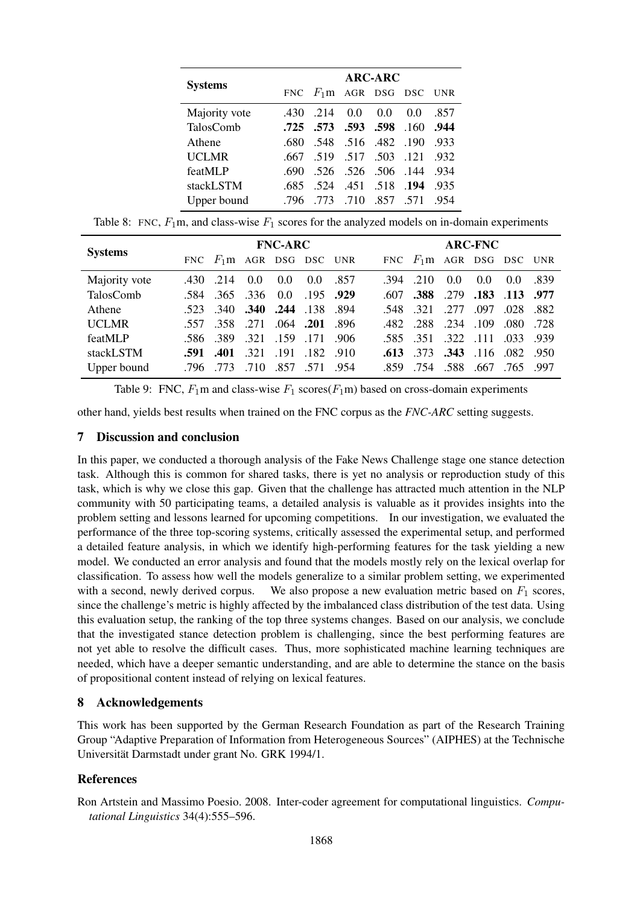| Systems | ARC-ARC | | | | | |
|---|---|---|---|---|---|---|
| | FNC | $F_1$m | AGR | DSG | DSC | UNR |
| Majority vote | .430 | .214 | 0.0 | 0.0 | 0.0 | .857 |
| TalosComb | **.725** | **.573** | **.593** | **.598** | .160 | **.944** |
| Athene | .680 | .548 | .516 | .482 | .190 | .933 |
| UCLMR | .667 | .519 | .517 | .503 | .121 | .932 |
| featMLP | .690 | .526 | .526 | .506 | .144 | .934 |
| stackLSTM | .685 | .524 | .451 | .518 | **.194** | .935 |
| Upper bound | .796 | .773 | .710 | .857 | .571 | .954 |

Table 8: FNC, $F_1$m, and class-wise $F_1$ scores for the analyzed models on in-domain experiments

| Systems | FNC-ARC | | | | | | ARC-FNC | | | | | |
|---|---|---|---|---|---|---|---|---|---|---|---|---|
| | FNC | $F_1$m | AGR | DSG | DSC | UNR | FNC | $F_1$m | AGR | DSG | DSC | UNR |
| Majority vote | .430 | .214 | 0.0 | 0.0 | 0.0 | .857 | .394 | .210 | 0.0 | 0.0 | 0.0 | .839 |
| TalosComb | .584 | .365 | .336 | 0.0 | .195 | **.929** | .607 | **.388** | .279 | **.183** | **.113** | **.977** |
| Athene | .523 | .340 | **.340** | **.244** | .138 | .894 | .548 | .321 | .277 | .097 | .028 | .882 |
| UCLMR | .557 | .358 | .271 | .064 | **.201** | .896 | .482 | .288 | .234 | .109 | .080 | .728 |
| featMLP | .586 | .389 | .321 | .159 | .171 | .906 | .585 | .351 | .322 | .111 | .033 | .939 |
| stackLSTM | **.591** | **.401** | .321 | .191 | .182 | .910 | **.613** | .373 | **.343** | .116 | .082 | .950 |
| Upper bound | .796 | .773 | .710 | .857 | .571 | .954 | .859 | .754 | .588 | .667 | .765 | .997 |

Table 9: FNC, $F_1$m and class-wise $F_1$ scores($F_1$m) based on cross-domain experiments

other hand, yields best results when trained on the FNC corpus as the *FNC-ARC* setting suggests.

## 7 Discussion and conclusion

In this paper, we conducted a thorough analysis of the Fake News Challenge stage one stance detection task. Although this is common for shared tasks, there is yet no analysis or reproduction study of this task, which is why we close this gap. Given that the challenge has attracted much attention in the NLP community with 50 participating teams, a detailed analysis is valuable as it provides insights into the problem setting and lessons learned for upcoming competitions. In our investigation, we evaluated the performance of the three top-scoring systems, critically assessed the experimental setup, and performed a detailed feature analysis, in which we identify high-performing features for the task yielding a new model. We conducted an error analysis and found that the models mostly rely on the lexical overlap for classification. To assess how well the models generalize to a similar problem setting, we experimented with a second, newly derived corpus. We also propose a new evaluation metric based on $F_1$ scores, since the challenge's metric is highly affected by the imbalanced class distribution of the test data. Using this evaluation setup, the ranking of the top three systems changes. Based on our analysis, we conclude that the investigated stance detection problem is challenging, since the best performing features are not yet able to resolve the difficult cases. Thus, more sophisticated machine learning techniques are needed, which have a deeper semantic understanding, and are able to determine the stance on the basis of propositional content instead of relying on lexical features.

## 8 Acknowledgements

This work has been supported by the German Research Foundation as part of the Research Training Group "Adaptive Preparation of Information from Heterogeneous Sources" (AIPHES) at the Technische Universität Darmstadt under grant No. GRK 1994/1.

## References

Ron Artstein and Massimo Poesio. 2008. Inter-coder agreement for computational linguistics. *Computational Linguistics* 34(4):555–596.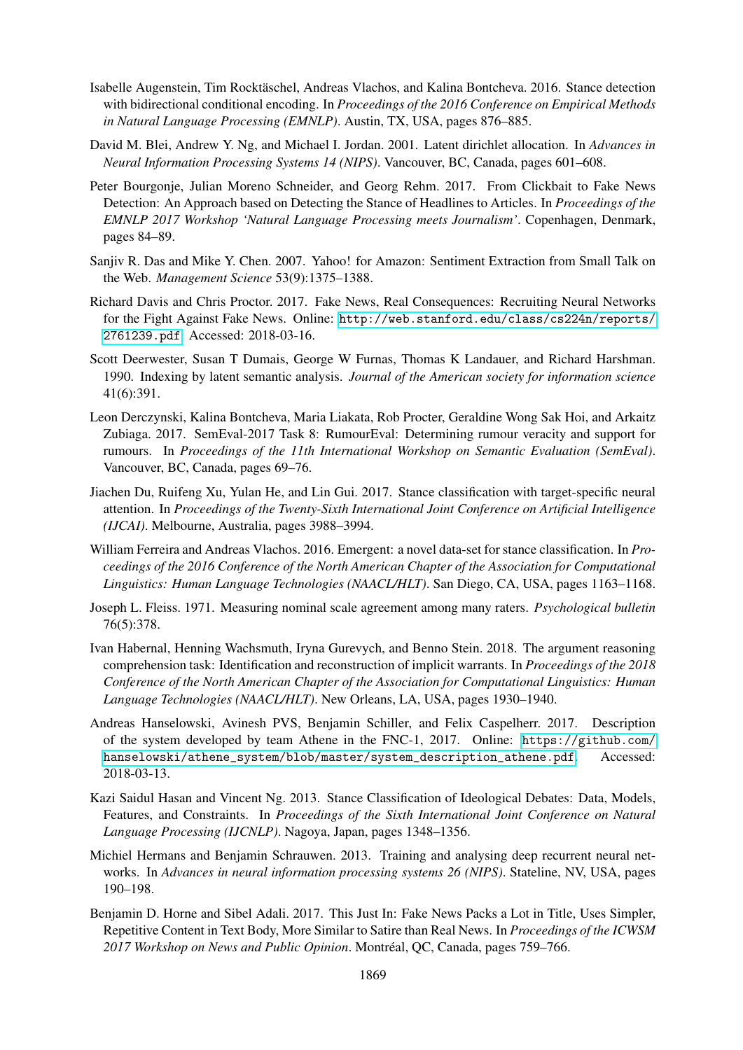Isabelle Augenstein, Tim Rocktäschel, Andreas Vlachos, and Kalina Bontcheva. 2016. Stance detection with bidirectional conditional encoding. In *Proceedings of the 2016 Conference on Empirical Methods in Natural Language Processing (EMNLP)*. Austin, TX, USA, pages 876–885.

David M. Blei, Andrew Y. Ng, and Michael I. Jordan. 2001. Latent dirichlet allocation. In *Advances in Neural Information Processing Systems 14 (NIPS)*. Vancouver, BC, Canada, pages 601–608.

Peter Bourgonje, Julian Moreno Schneider, and Georg Rehm. 2017. From Clickbait to Fake News Detection: An Approach based on Detecting the Stance of Headlines to Articles. In *Proceedings of the EMNLP 2017 Workshop 'Natural Language Processing meets Journalism'*. Copenhagen, Denmark, pages 84–89.

Sanjiv R. Das and Mike Y. Chen. 2007. Yahoo! for Amazon: Sentiment Extraction from Small Talk on the Web. *Management Science* 53(9):1375–1388.

Richard Davis and Chris Proctor. 2017. Fake News, Real Consequences: Recruiting Neural Networks for the Fight Against Fake News. Online: http://web.stanford.edu/class/cs224n/reports/2761239.pdf. Accessed: 2018-03-16.

Scott Deerwester, Susan T Dumais, George W Furnas, Thomas K Landauer, and Richard Harshman. 1990. Indexing by latent semantic analysis. *Journal of the American society for information science* 41(6):391.

Leon Derczynski, Kalina Bontcheva, Maria Liakata, Rob Procter, Geraldine Wong Sak Hoi, and Arkaitz Zubiaga. 2017. SemEval-2017 Task 8: RumourEval: Determining rumour veracity and support for rumours. In *Proceedings of the 11th International Workshop on Semantic Evaluation (SemEval)*. Vancouver, BC, Canada, pages 69–76.

Jiachen Du, Ruifeng Xu, Yulan He, and Lin Gui. 2017. Stance classification with target-specific neural attention. In *Proceedings of the Twenty-Sixth International Joint Conference on Artificial Intelligence (IJCAI)*. Melbourne, Australia, pages 3988–3994.

William Ferreira and Andreas Vlachos. 2016. Emergent: a novel data-set for stance classification. In *Proceedings of the 2016 Conference of the North American Chapter of the Association for Computational Linguistics: Human Language Technologies (NAACL/HLT)*. San Diego, CA, USA, pages 1163–1168.

Joseph L. Fleiss. 1971. Measuring nominal scale agreement among many raters. *Psychological bulletin* 76(5):378.

Ivan Habernal, Henning Wachsmuth, Iryna Gurevych, and Benno Stein. 2018. The argument reasoning comprehension task: Identification and reconstruction of implicit warrants. In *Proceedings of the 2018 Conference of the North American Chapter of the Association for Computational Linguistics: Human Language Technologies (NAACL/HLT)*. New Orleans, LA, USA, pages 1930–1940.

Andreas Hanselowski, Avinesh PVS, Benjamin Schiller, and Felix Caspelherr. 2017. Description of the system developed by team Athene in the FNC-1, 2017. Online: https://github.com/hanselowski/athene_system/blob/master/system_description_athene.pdf. Accessed: 2018-03-13.

Kazi Saidul Hasan and Vincent Ng. 2013. Stance Classification of Ideological Debates: Data, Models, Features, and Constraints. In *Proceedings of the Sixth International Joint Conference on Natural Language Processing (IJCNLP)*. Nagoya, Japan, pages 1348–1356.

Michiel Hermans and Benjamin Schrauwen. 2013. Training and analysing deep recurrent neural networks. In *Advances in neural information processing systems 26 (NIPS)*. Stateline, NV, USA, pages 190–198.

Benjamin D. Horne and Sibel Adali. 2017. This Just In: Fake News Packs a Lot in Title, Uses Simpler, Repetitive Content in Text Body, More Similar to Satire than Real News. In *Proceedings of the ICWSM 2017 Workshop on News and Public Opinion*. Montréal, QC, Canada, pages 759–766.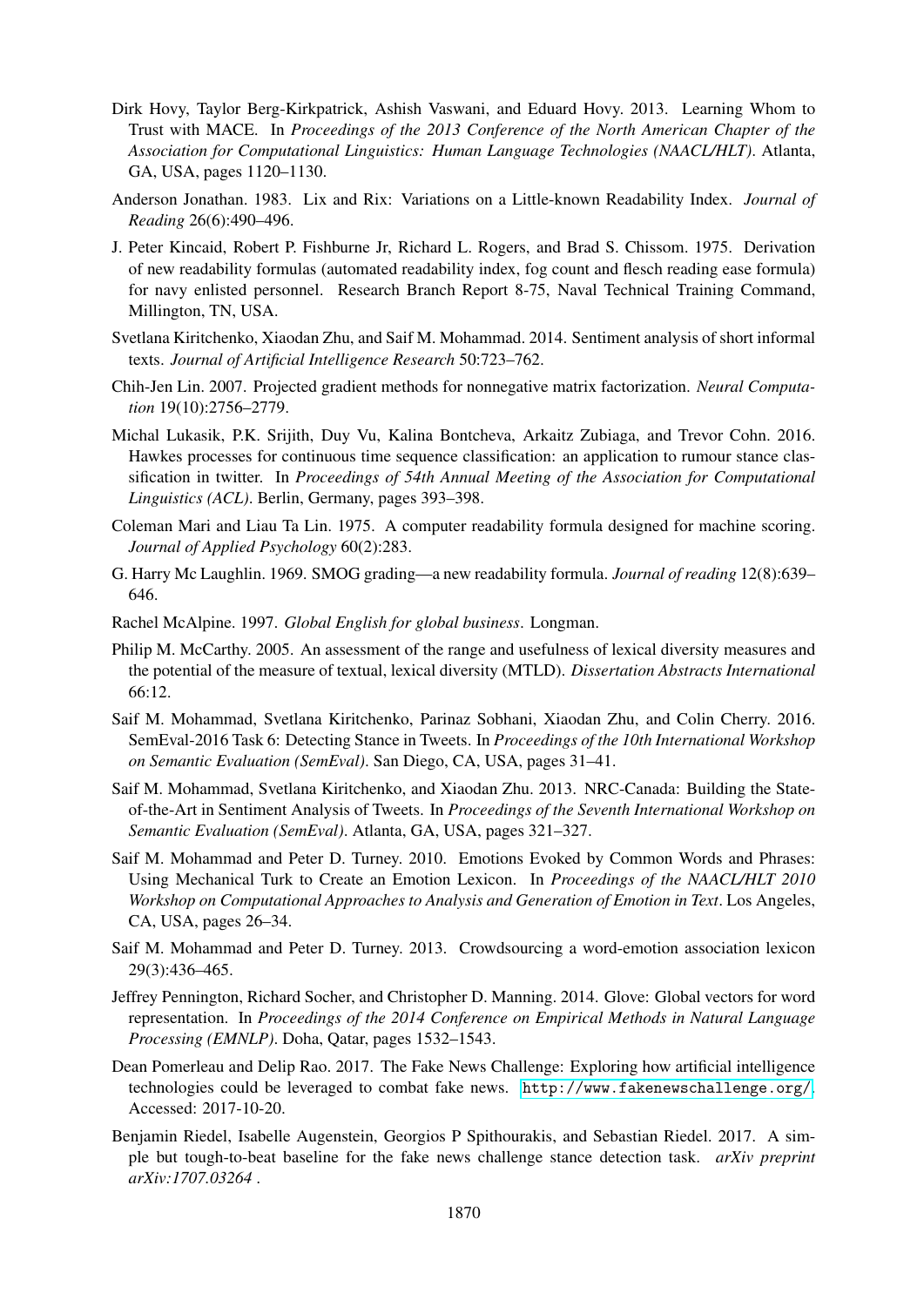Dirk Hovy, Taylor Berg-Kirkpatrick, Ashish Vaswani, and Eduard Hovy. 2013. Learning Whom to Trust with MACE. In *Proceedings of the 2013 Conference of the North American Chapter of the Association for Computational Linguistics: Human Language Technologies (NAACL/HLT)*. Atlanta, GA, USA, pages 1120–1130.

Anderson Jonathan. 1983. Lix and Rix: Variations on a Little-known Readability Index. *Journal of Reading* 26(6):490–496.

J. Peter Kincaid, Richard P. Fishburne Jr, Richard L. Rogers, and Brad S. Chissom. 1975. Derivation of new readability formulas (automated readability index, fog count and flesch reading ease formula) for navy enlisted personnel. Research Branch Report 8-75, Naval Technical Training Command, Millington, TN, USA.

Svetlana Kiritchenko, Xiaodan Zhu, and Saif M. Mohammad. 2014. Sentiment analysis of short informal texts. *Journal of Artificial Intelligence Research* 50:723–762.

Chih-Jen Lin. 2007. Projected gradient methods for nonnegative matrix factorization. *Neural Computation* 19(10):2756–2779.

Michal Lukasik, P.K. Srijith, Duy Vu, Kalina Bontcheva, Arkaitz Zubiaga, and Trevor Cohn. 2016. Hawkes processes for continuous time sequence classification: an application to rumour stance classification in twitter. In *Proceedings of 54th Annual Meeting of the Association for Computational Linguistics (ACL)*. Berlin, Germany, pages 393–398.

Coleman Mari and Liau Ta Lin. 1975. A computer readability formula designed for machine scoring. *Journal of Applied Psychology* 60(2):283.

G. Harry Mc Laughlin. 1969. SMOG grading—a new readability formula. *Journal of reading* 12(8):639–646.

Rachel McAlpine. 1997. *Global English for global business*. Longman.

Philip M. McCarthy. 2005. An assessment of the range and usefulness of lexical diversity measures and the potential of the measure of textual, lexical diversity (MTLD). *Dissertation Abstracts International* 66:12.

Saif M. Mohammad, Svetlana Kiritchenko, Parinaz Sobhani, Xiaodan Zhu, and Colin Cherry. 2016. SemEval-2016 Task 6: Detecting Stance in Tweets. In *Proceedings of the 10th International Workshop on Semantic Evaluation (SemEval)*. San Diego, CA, USA, pages 31–41.

Saif M. Mohammad, Svetlana Kiritchenko, and Xiaodan Zhu. 2013. NRC-Canada: Building the State-of-the-Art in Sentiment Analysis of Tweets. In *Proceedings of the Seventh International Workshop on Semantic Evaluation (SemEval)*. Atlanta, GA, USA, pages 321–327.

Saif M. Mohammad and Peter D. Turney. 2010. Emotions Evoked by Common Words and Phrases: Using Mechanical Turk to Create an Emotion Lexicon. In *Proceedings of the NAACL/HLT 2010 Workshop on Computational Approaches to Analysis and Generation of Emotion in Text*. Los Angeles, CA, USA, pages 26–34.

Saif M. Mohammad and Peter D. Turney. 2013. Crowdsourcing a word-emotion association lexicon 29(3):436–465.

Jeffrey Pennington, Richard Socher, and Christopher D. Manning. 2014. Glove: Global vectors for word representation. In *Proceedings of the 2014 Conference on Empirical Methods in Natural Language Processing (EMNLP)*. Doha, Qatar, pages 1532–1543.

Dean Pomerleau and Delip Rao. 2017. The Fake News Challenge: Exploring how artificial intelligence technologies could be leveraged to combat fake news. `http://www.fakenewschallenge.org/`. Accessed: 2017-10-20.

Benjamin Riedel, Isabelle Augenstein, Georgios P Spithourakis, and Sebastian Riedel. 2017. A simple but tough-to-beat baseline for the fake news challenge stance detection task. *arXiv preprint arXiv:1707.03264* .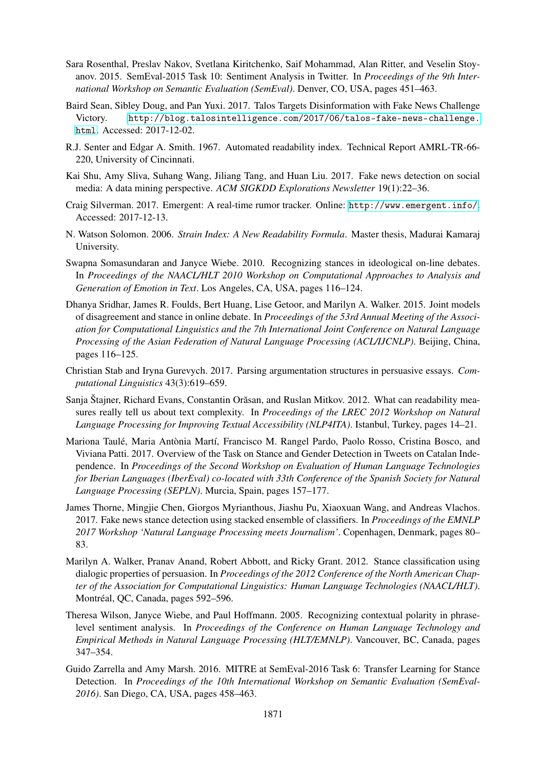Sara Rosenthal, Preslav Nakov, Svetlana Kiritchenko, Saif Mohammad, Alan Ritter, and Veselin Stoyanov. 2015. SemEval-2015 Task 10: Sentiment Analysis in Twitter. In *Proceedings of the 9th International Workshop on Semantic Evaluation (SemEval)*. Denver, CO, USA, pages 451–463.

Baird Sean, Sibley Doug, and Pan Yuxi. 2017. Talos Targets Disinformation with Fake News Challenge Victory. `http://blog.talosintelligence.com/2017/06/talos-fake-news-challenge.html`. Accessed: 2017-12-02.

R.J. Senter and Edgar A. Smith. 1967. Automated readability index. Technical Report AMRL-TR-66-220, University of Cincinnati.

Kai Shu, Amy Sliva, Suhang Wang, Jiliang Tang, and Huan Liu. 2017. Fake news detection on social media: A data mining perspective. *ACM SIGKDD Explorations Newsletter* 19(1):22–36.

Craig Silverman. 2017. Emergent: A real-time rumor tracker. Online: `http://www.emergent.info/`. Accessed: 2017-12-13.

N. Watson Solomon. 2006. *Strain Index: A New Readability Formula*. Master thesis, Madurai Kamaraj University.

Swapna Somasundaran and Janyce Wiebe. 2010. Recognizing stances in ideological on-line debates. In *Proceedings of the NAACL/HLT 2010 Workshop on Computational Approaches to Analysis and Generation of Emotion in Text*. Los Angeles, CA, USA, pages 116–124.

Dhanya Sridhar, James R. Foulds, Bert Huang, Lise Getoor, and Marilyn A. Walker. 2015. Joint models of disagreement and stance in online debate. In *Proceedings of the 53rd Annual Meeting of the Association for Computational Linguistics and the 7th International Joint Conference on Natural Language Processing of the Asian Federation of Natural Language Processing (ACL/IJCNLP)*. Beijing, China, pages 116–125.

Christian Stab and Iryna Gurevych. 2017. Parsing argumentation structures in persuasive essays. *Computational Linguistics* 43(3):619–659.

Sanja Štajner, Richard Evans, Constantin Orăsan, and Ruslan Mitkov. 2012. What can readability measures really tell us about text complexity. In *Proceedings of the LREC 2012 Workshop on Natural Language Processing for Improving Textual Accessibility (NLP4ITA)*. Istanbul, Turkey, pages 14–21.

Mariona Taulé, Maria Antònia Martí, Francisco M. Rangel Pardo, Paolo Rosso, Cristina Bosco, and Viviana Patti. 2017. Overview of the Task on Stance and Gender Detection in Tweets on Catalan Independence. In *Proceedings of the Second Workshop on Evaluation of Human Language Technologies for Iberian Languages (IberEval) co-located with 33th Conference of the Spanish Society for Natural Language Processing (SEPLN)*. Murcia, Spain, pages 157–177.

James Thorne, Mingjie Chen, Giorgos Myrianthous, Jiashu Pu, Xiaoxuan Wang, and Andreas Vlachos. 2017. Fake news stance detection using stacked ensemble of classifiers. In *Proceedings of the EMNLP 2017 Workshop 'Natural Language Processing meets Journalism'*. Copenhagen, Denmark, pages 80–83.

Marilyn A. Walker, Pranav Anand, Robert Abbott, and Ricky Grant. 2012. Stance classification using dialogic properties of persuasion. In *Proceedings of the 2012 Conference of the North American Chapter of the Association for Computational Linguistics: Human Language Technologies (NAACL/HLT)*. Montréal, QC, Canada, pages 592–596.

Theresa Wilson, Janyce Wiebe, and Paul Hoffmann. 2005. Recognizing contextual polarity in phrase-level sentiment analysis. In *Proceedings of the Conference on Human Language Technology and Empirical Methods in Natural Language Processing (HLT/EMNLP)*. Vancouver, BC, Canada, pages 347–354.

Guido Zarrella and Amy Marsh. 2016. MITRE at SemEval-2016 Task 6: Transfer Learning for Stance Detection. In *Proceedings of the 10th International Workshop on Semantic Evaluation (SemEval-2016)*. San Diego, CA, USA, pages 458–463.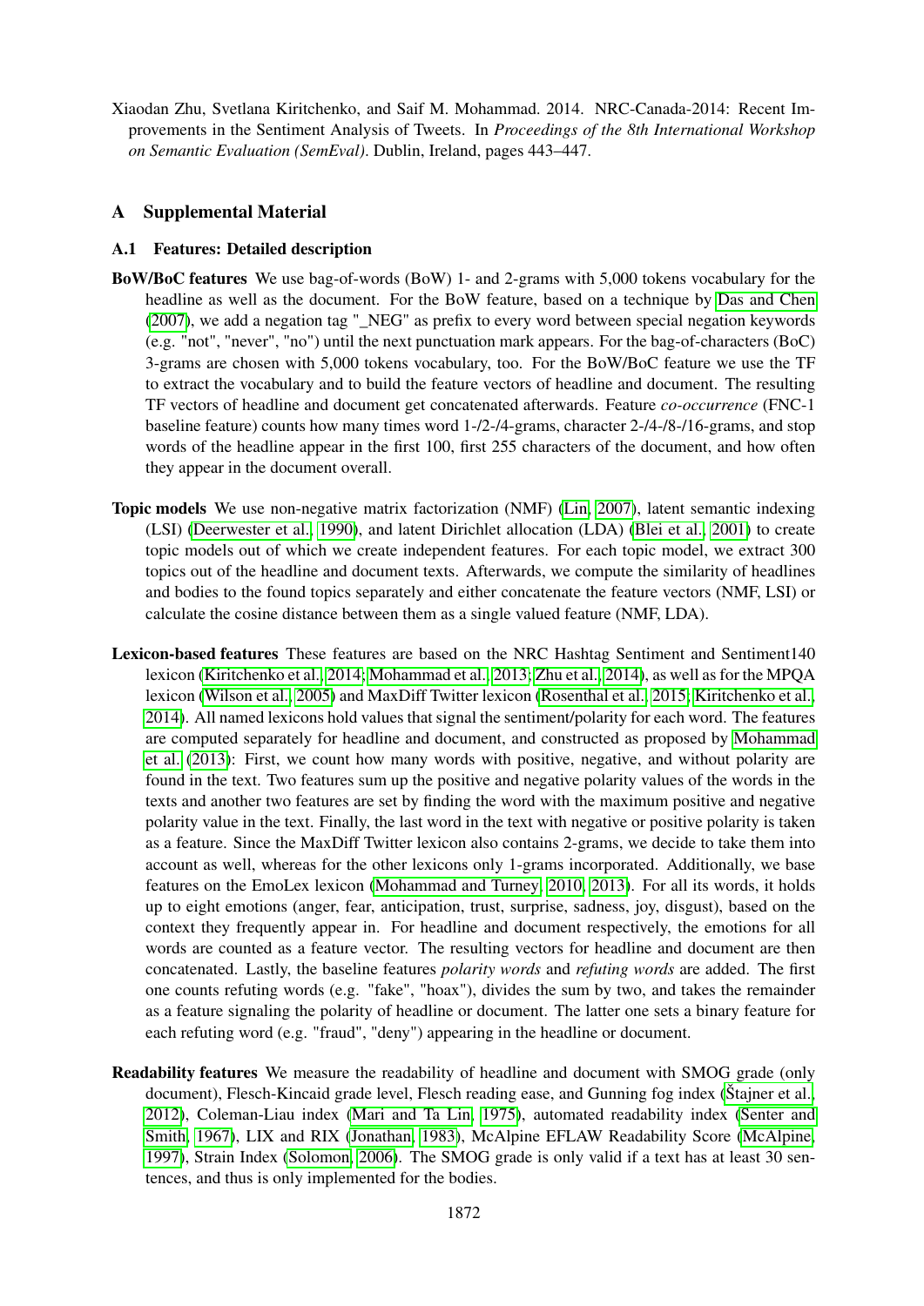Xiaodan Zhu, Svetlana Kiritchenko, and Saif M. Mohammad. 2014. NRC-Canada-2014: Recent Improvements in the Sentiment Analysis of Tweets. In *Proceedings of the 8th International Workshop on Semantic Evaluation (SemEval)*. Dublin, Ireland, pages 443–447.

## A Supplemental Material

### A.1 Features: Detailed description

**BoW/BoC features** We use bag-of-words (BoW) 1- and 2-grams with 5,000 tokens vocabulary for the headline as well as the document. For the BoW feature, based on a technique by Das and Chen (2007), we add a negation tag "_NEG" as prefix to every word between special negation keywords (e.g. "not", "never", "no") until the next punctuation mark appears. For the bag-of-characters (BoC) 3-grams are chosen with 5,000 tokens vocabulary, too. For the BoW/BoC feature we use the TF to extract the vocabulary and to build the feature vectors of headline and document. The resulting TF vectors of headline and document get concatenated afterwards. Feature *co-occurrence* (FNC-1 baseline feature) counts how many times word 1-/2-/4-grams, character 2-/4-/8-/16-grams, and stop words of the headline appear in the first 100, first 255 characters of the document, and how often they appear in the document overall.

**Topic models** We use non-negative matrix factorization (NMF) (Lin, 2007), latent semantic indexing (LSI) (Deerwester et al., 1990), and latent Dirichlet allocation (LDA) (Blei et al., 2001) to create topic models out of which we create independent features. For each topic model, we extract 300 topics out of the headline and document texts. Afterwards, we compute the similarity of headlines and bodies to the found topics separately and either concatenate the feature vectors (NMF, LSI) or calculate the cosine distance between them as a single valued feature (NMF, LDA).

**Lexicon-based features** These features are based on the NRC Hashtag Sentiment and Sentiment140 lexicon (Kiritchenko et al., 2014; Mohammad et al., 2013; Zhu et al., 2014), as well as for the MPQA lexicon (Wilson et al., 2005) and MaxDiff Twitter lexicon (Rosenthal et al., 2015; Kiritchenko et al., 2014). All named lexicons hold values that signal the sentiment/polarity for each word. The features are computed separately for headline and document, and constructed as proposed by Mohammad et al. (2013): First, we count how many words with positive, negative, and without polarity are found in the text. Two features sum up the positive and negative polarity values of the words in the texts and another two features are set by finding the word with the maximum positive and negative polarity value in the text. Finally, the last word in the text with negative or positive polarity is taken as a feature. Since the MaxDiff Twitter lexicon also contains 2-grams, we decide to take them into account as well, whereas for the other lexicons only 1-grams incorporated. Additionally, we base features on the EmoLex lexicon (Mohammad and Turney, 2010, 2013). For all its words, it holds up to eight emotions (anger, fear, anticipation, trust, surprise, sadness, joy, disgust), based on the context they frequently appear in. For headline and document respectively, the emotions for all words are counted as a feature vector. The resulting vectors for headline and document are then concatenated. Lastly, the baseline features *polarity words* and *refuting words* are added. The first one counts refuting words (e.g. "fake", "hoax"), divides the sum by two, and takes the remainder as a feature signaling the polarity of headline or document. The latter one sets a binary feature for each refuting word (e.g. "fraud", "deny") appearing in the headline or document.

**Readability features** We measure the readability of headline and document with SMOG grade (only document), Flesch-Kincaid grade level, Flesch reading ease, and Gunning fog index (Štajner et al., 2012), Coleman-Liau index (Mari and Ta Lin, 1975), automated readability index (Senter and Smith, 1967), LIX and RIX (Jonathan, 1983), McAlpine EFLAW Readability Score (McAlpine, 1997), Strain Index (Solomon, 2006). The SMOG grade is only valid if a text has at least 30 sentences, and thus is only implemented for the bodies.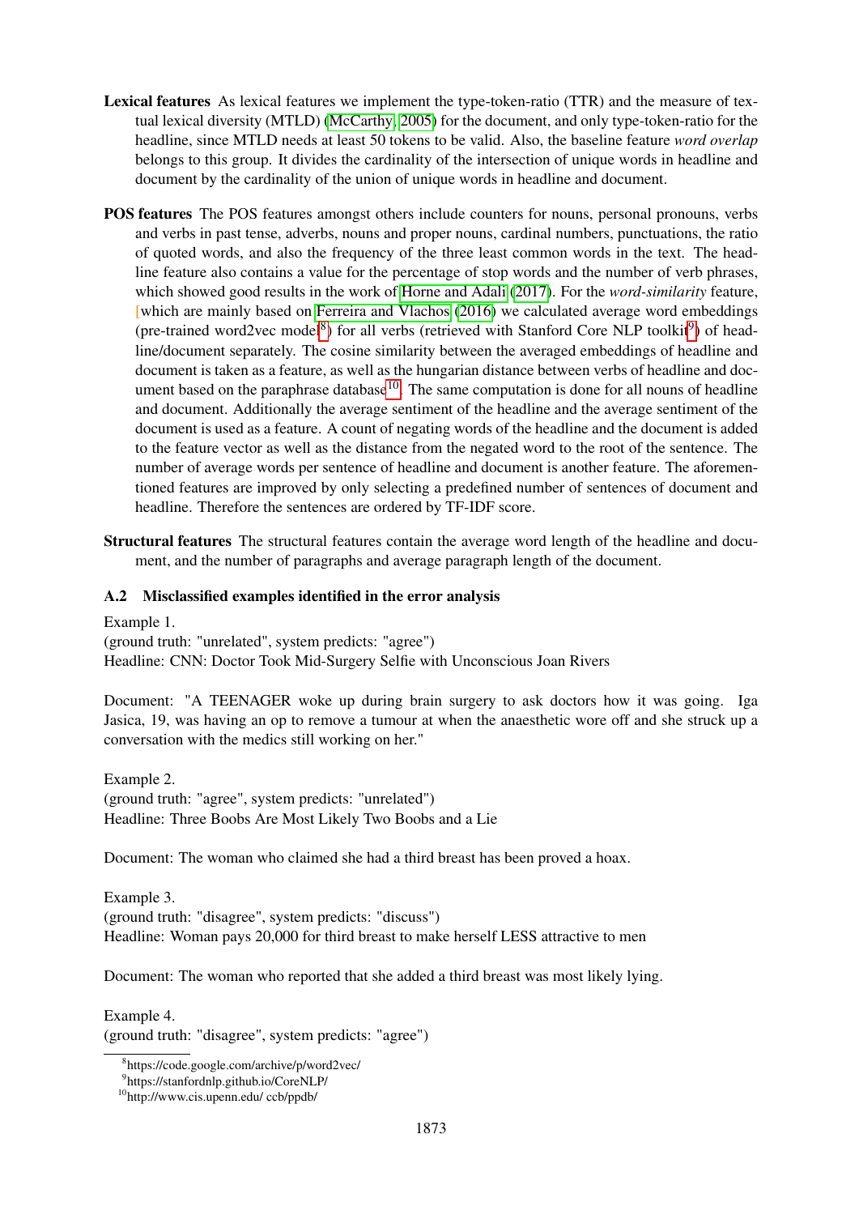**Lexical features** As lexical features we implement the type-token-ratio (TTR) and the measure of textual lexical diversity (MTLD) (McCarthy, 2005) for the document, and only type-token-ratio for the headline, since MTLD needs at least 50 tokens to be valid. Also, the baseline feature *word overlap* belongs to this group. It divides the cardinality of the intersection of unique words in headline and document by the cardinality of the union of unique words in headline and document.

**POS features** The POS features amongst others include counters for nouns, personal pronouns, verbs and verbs in past tense, adverbs, nouns and proper nouns, cardinal numbers, punctuations, the ratio of quoted words, and also the frequency of the three least common words in the text. The headline feature also contains a value for the percentage of stop words and the number of verb phrases, which showed good results in the work of Horne and Adali (2017). For the *word-similarity* feature, [which are mainly based on Ferreira and Vlachos (2016) we calculated average word embeddings (pre-trained word2vec model[8]) for all verbs (retrieved with Stanford Core NLP toolkit[9]) of headline/document separately. The cosine similarity between the averaged embeddings of headline and document is taken as a feature, as well as the hungarian distance between verbs of headline and document based on the paraphrase database[10]. The same computation is done for all nouns of headline and document. Additionally the average sentiment of the headline and the average sentiment of the document is used as a feature. A count of negating words of the headline and the document is added to the feature vector as well as the distance from the negated word to the root of the sentence. The number of average words per sentence of headline and document is another feature. The aforementioned features are improved by only selecting a predefined number of sentences of document and headline. Therefore the sentences are ordered by TF-IDF score.

**Structural features** The structural features contain the average word length of the headline and document, and the number of paragraphs and average paragraph length of the document.

### A.2 Misclassified examples identified in the error analysis

Example 1.
(ground truth: "unrelated", system predicts: "agree")
Headline: CNN: Doctor Took Mid-Surgery Selfie with Unconscious Joan Rivers

Document: "A TEENAGER woke up during brain surgery to ask doctors how it was going. Iga Jasica, 19, was having an op to remove a tumour at when the anaesthetic wore off and she struck up a conversation with the medics still working on her."

Example 2.
(ground truth: "agree", system predicts: "unrelated")
Headline: Three Boobs Are Most Likely Two Boobs and a Lie

Document: The woman who claimed she had a third breast has been proved a hoax.

Example 3.
(ground truth: "disagree", system predicts: "discuss")
Headline: Woman pays 20,000 for third breast to make herself LESS attractive to men

Document: The woman who reported that she added a third breast was most likely lying.

Example 4.
(ground truth: "disagree", system predicts: "agree")

[8] https://code.google.com/archive/p/word2vec/

[9] https://stanfordnlp.github.io/CoreNLP/

[10] http://www.cis.upenn.edu/ ccb/ppdb/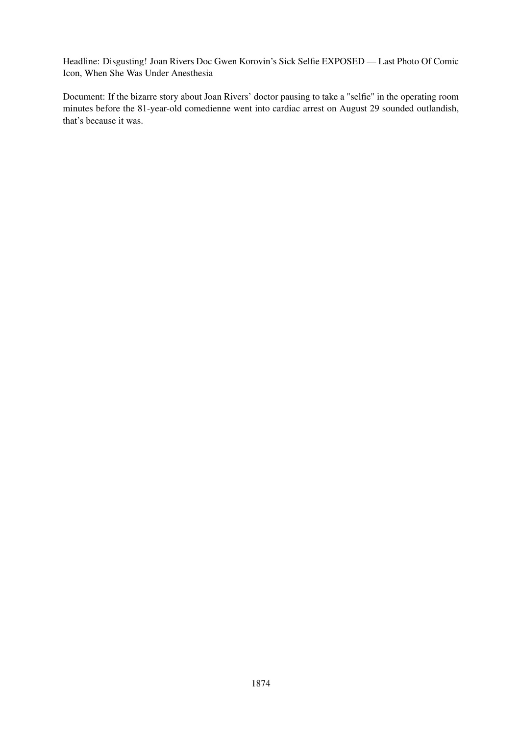Headline: Disgusting! Joan Rivers Doc Gwen Korovin's Sick Selfie EXPOSED — Last Photo Of Comic Icon, When She Was Under Anesthesia

Document: If the bizarre story about Joan Rivers' doctor pausing to take a "selfie" in the operating room minutes before the 81-year-old comedienne went into cardiac arrest on August 29 sounded outlandish, that's because it was.